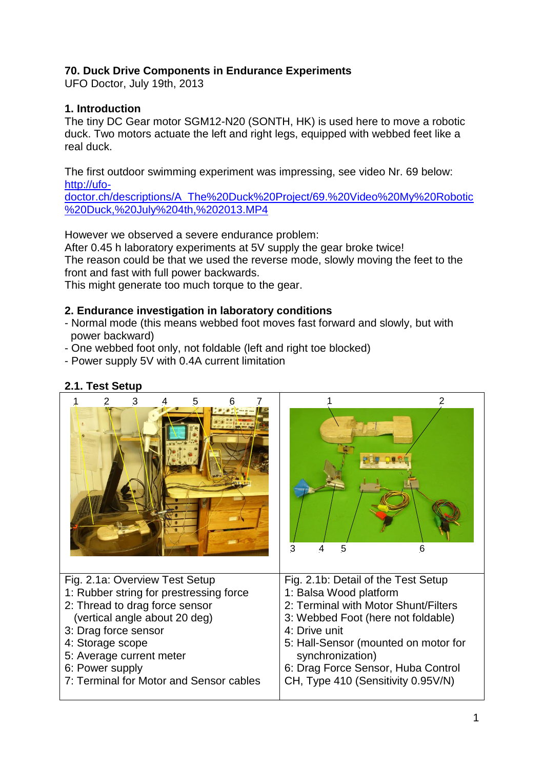**70. Duck Drive Components in Endurance Experiments**

UFO Doctor, July 19th, 2013

## 1. Introduction

The tiny DC Gear motor SGM12-N20 (SONTH, HK) is used here to move a robotic duck. Two motors actuate the left and right legs, equipped with webbed feet like a real duck.

The first outdoor swimming experiment was impressing, see video Nr. 69 below:
[http://ufo-doctor.ch/descriptions/A_The%20Duck%20Project/69.%20Video%20My%20Robotic%20Duck,%20July%204th,%202013.MP4](http://ufo-doctor.ch/descriptions/A_The%20Duck%20Project/69.%20Video%20My%20Robotic%20Duck,%20July%204th,%202013.MP4)

However we observed a severe endurance problem:
After 0.45 h laboratory experiments at 5V supply the gear broke twice!
The reason could be that we used the reverse mode, slowly moving the feet to the front and fast with full power backwards.
This might generate too much torque to the gear.

## 2. Endurance investigation in laboratory conditions

- Normal mode (this means webbed foot moves fast forward and slowly, but with power backward)
- One webbed foot only, not foldable (left and right toe blocked)
- Power supply 5V with 0.4A current limitation

### 2.1. Test Setup

| Fig. 2.1a: Overview Test Setup | Fig. 2.1b: Detail of the Test Setup |
|---|---|
| 1: Rubber string for prestressing force | 1: Balsa Wood platform |
| 2: Thread to drag force sensor (vertical angle about 20 deg) | 2: Terminal with Motor Shunt/Filters |
| 3: Drag force sensor | 3: Webbed Foot (here not foldable) |
| 4: Storage scope | 4: Drive unit |
| 5: Average current meter | 5: Hall-Sensor (mounted on motor for synchronization) |
| 6: Power supply | 6: Drag Force Sensor, Huba Control CH, Type 410 (Sensitivity 0.95V/N) |
| 7: Terminal for Motor and Sensor cables | |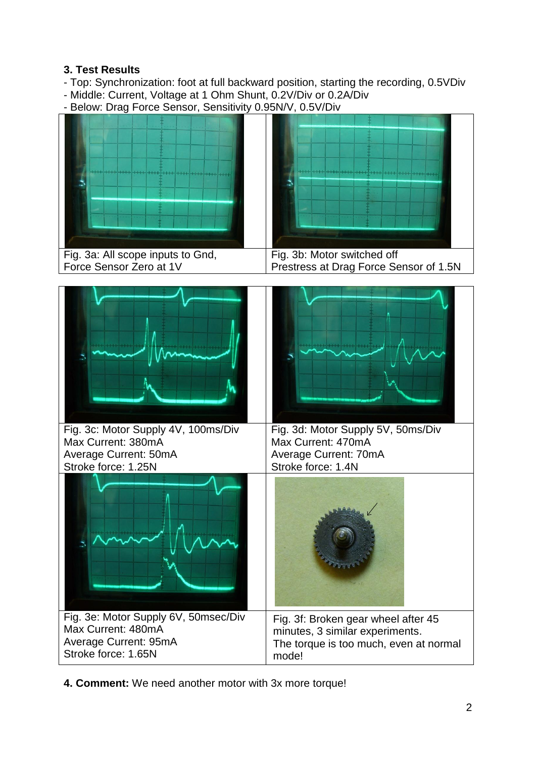### 3. Test Results

- Top: Synchronization: foot at full backward position, starting the recording, 0.5VDiv
- Middle: Current, Voltage at 1 Ohm Shunt, 0.2V/Div or 0.2A/Div
- Below: Drag Force Sensor, Sensitivity 0.95N/V, 0.5V/Div

Fig. 3a: All scope inputs to Gnd, Force Sensor Zero at 1V

Fig. 3b: Motor switched off Prestress at Drag Force Sensor of 1.5N

Fig. 3c: Motor Supply 4V, 100ms/Div
Max Current: 380mA
Average Current: 50mA
Stroke force: 1.25N

Fig. 3d: Motor Supply 5V, 50ms/Div
Max Current: 470mA
Average Current: 70mA
Stroke force: 1.4N

Fig. 3e: Motor Supply 6V, 50msec/Div
Max Current: 480mA
Average Current: 95mA
Stroke force: 1.65N

Fig. 3f: Broken gear wheel after 45 minutes, 3 similar experiments.
The torque is too much, even at normal mode!

**4. Comment:** We need another motor with 3x more torque!